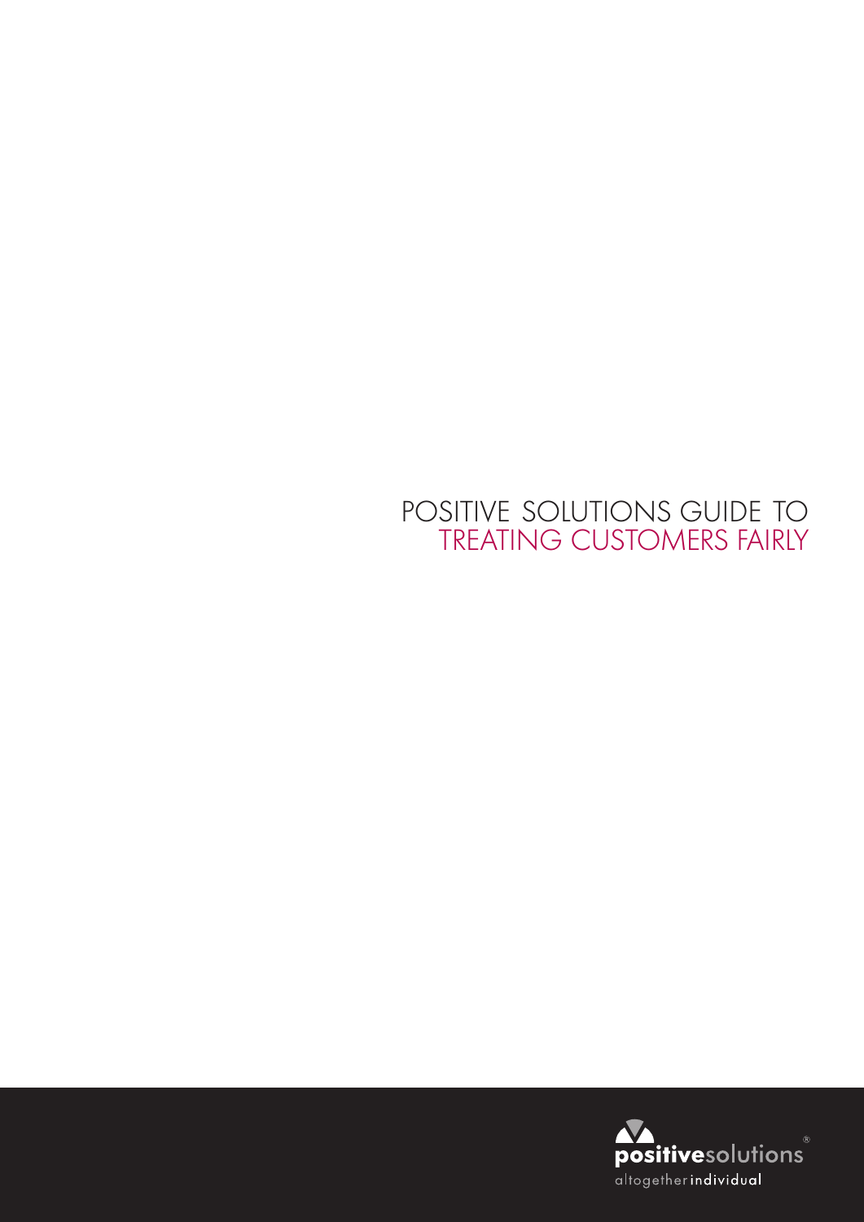# POSITIVE SOLUTIONS GUIDE TO TREATING CUSTOMERS FAIRLY

positivesolutions®

altogether individual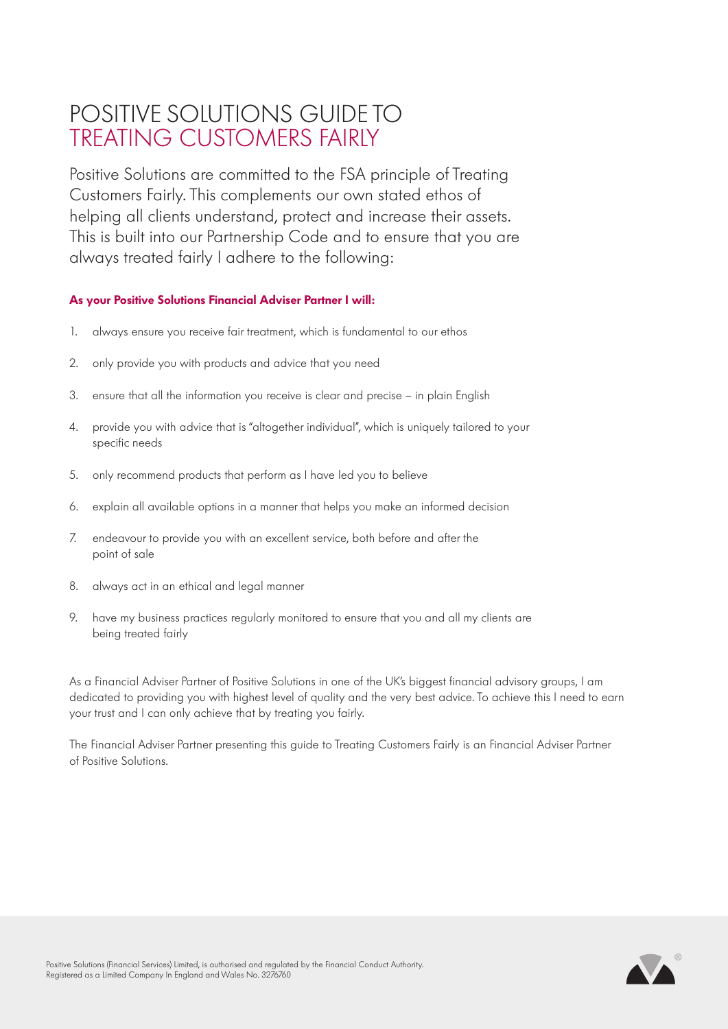# POSITIVE SOLUTIONS GUIDE TO TREATING CUSTOMERS FAIRLY

Positive Solutions are committed to the FSA principle of Treating Customers Fairly. This complements our own stated ethos of helping all clients understand, protect and increase their assets. This is built into our Partnership Code and to ensure that you are always treated fairly I adhere to the following:

**As your Positive Solutions Financial Adviser Partner I will:**

1. always ensure you receive fair treatment, which is fundamental to our ethos
2. only provide you with products and advice that you need
3. ensure that all the information you receive is clear and precise – in plain English
4. provide you with advice that is "altogether individual", which is uniquely tailored to your specific needs
5. only recommend products that perform as I have led you to believe
6. explain all available options in a manner that helps you make an informed decision
7. endeavour to provide you with an excellent service, both before and after the point of sale
8. always act in an ethical and legal manner
9. have my business practices regularly monitored to ensure that you and all my clients are being treated fairly

As a Financial Adviser Partner of Positive Solutions in one of the UK's biggest financial advisory groups, I am dedicated to providing you with highest level of quality and the very best advice. To achieve this I need to earn your trust and I can only achieve that by treating you fairly.

The Financial Adviser Partner presenting this guide to Treating Customers Fairly is an Financial Adviser Partner of Positive Solutions.

Positive Solutions (Financial Services) Limited, is authorised and regulated by the Financial Conduct Authority.
Registered as a Limited Company In England and Wales No. 3276760